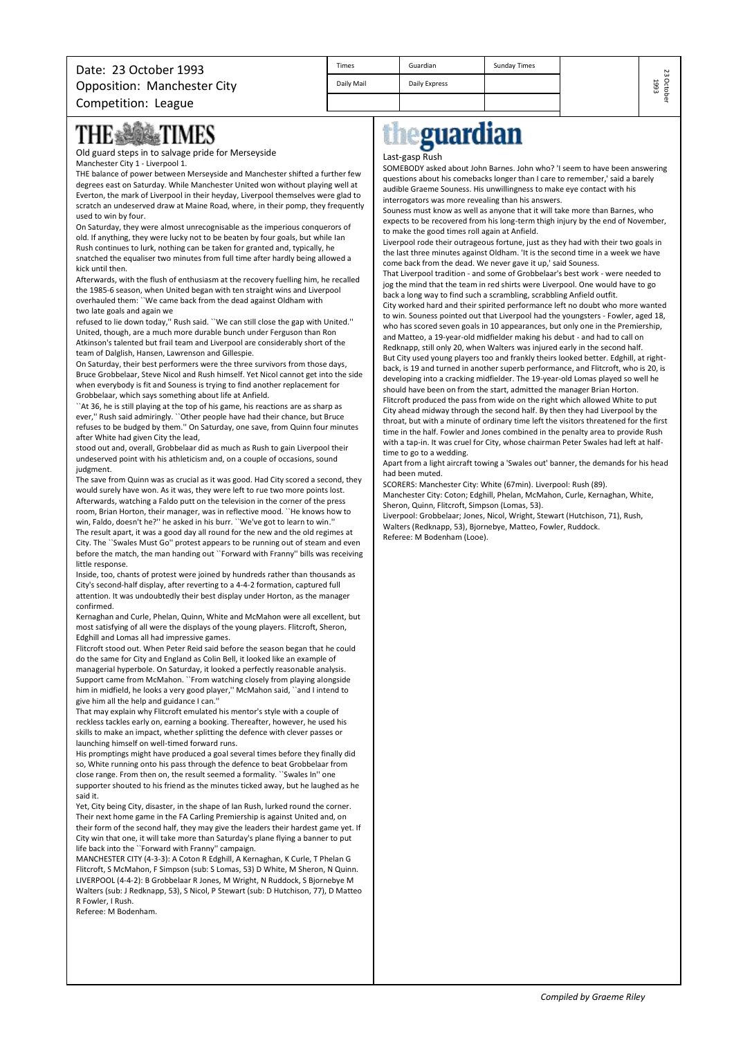Date: 23 October 1993
Opposition: Manchester City
Competition: League

| Times | Guardian | Sunday Times |
|---|---|---|
| Daily Mail | Daily Express | |

# THE TIMES

## Old guard steps in to salvage pride for Merseyside

Manchester City 1 - Liverpool 1.

THE balance of power between Merseyside and Manchester shifted a further few degrees east on Saturday. While Manchester United won without playing well at Everton, the mark of Liverpool in their heyday, Liverpool themselves were glad to scratch an undeserved draw at Maine Road, where, in their pomp, they frequently used to win by four.

On Saturday, they were almost unrecognisable as the imperious conquerors of old. If anything, they were lucky not to be beaten by four goals, but while Ian Rush continues to lurk, nothing can be taken for granted and, typically, he snatched the equaliser two minutes from full time after hardly being allowed a kick until then.

Afterwards, with the flush of enthusiasm at the recovery fuelling him, he recalled the 1985-6 season, when United began with ten straight wins and Liverpool overhauled them: ``We came back from the dead against Oldham with two late goals and again we refused to lie down today,'' Rush said. ``We can still close the gap with United.''

United, though, are a much more durable bunch under Ferguson than Ron Atkinson's talented but frail team and Liverpool are considerably short of the team of Dalglish, Hansen, Lawrenson and Gillespie.

On Saturday, their best performers were the three survivors from those days, Bruce Grobbelaar, Steve Nicol and Rush himself. Yet Nicol cannot get into the side when everybody is fit and Souness is trying to find another replacement for Grobbelaar, which says something about life at Anfield.

``At 36, he is still playing at the top of his game, his reactions are as sharp as ever,'' Rush said admiringly. ``Other people have had their chance, but Bruce refuses to be budged by them.'' On Saturday, one save, from Quinn four minutes after White had given City the lead, stood out and, overall, Grobbelaar did as much as Rush to gain Liverpool their undeserved point with his athleticism and, on a couple of occasions, sound judgment.

The save from Quinn was as crucial as it was good. Had City scored a second, they would surely have won. As it was, they were left to rue two more points lost. Afterwards, watching a Faldo putt on the television in the corner of the press room, Brian Horton, their manager, was in reflective mood. ``He knows how to win, Faldo, doesn't he?'' he asked in his burr. ``We've got to learn to win.''

The result apart, it was a good day all round for the new and the old regimes at City. The ``Swales Must Go'' protest appears to be running out of steam and even before the match, the man handing out ``Forward with Franny'' bills was receiving little response.

Inside, too, chants of protest were joined by hundreds rather than thousands as City's second-half display, after reverting to a 4-4-2 formation, captured full attention. It was undoubtedly their best display under Horton, as the manager confirmed.

Kernaghan and Curle, Phelan, Quinn, White and McMahon were all excellent, but most satisfying of all were the displays of the young players. Flitcroft, Sheron, Edghill and Lomas all had impressive games.

Flitcroft stood out. When Peter Reid said before the season began that he could do the same for City and England as Colin Bell, it looked like an example of managerial hyperbole. On Saturday, it looked a perfectly reasonable analysis. Support came from McMahon. ``From watching closely from playing alongside him in midfield, he looks a very good player,'' McMahon said, ``and I intend to give him all the help and guidance I can.''

That may explain why Flitcroft emulated his mentor's style with a couple of reckless tackles early on, earning a booking. Thereafter, however, he used his skills to make an impact, whether splitting the defence with clever passes or launching himself on well-timed forward runs.

His promptings might have produced a goal several times before they finally did so, White running onto his pass through the defence to beat Grobbelaar from close range. From then on, the result seemed a formality. ``Swales In'' one supporter shouted to his friend as the minutes ticked away, but he laughed as he said it.

Yet, City being City, disaster, in the shape of Ian Rush, lurked round the corner. Their next home game in the FA Carling Premiership is against United and, on their form of the second half, they may give the leaders their hardest game yet. If City win that one, it will take more than Saturday's plane flying a banner to put life back into the ``Forward with Franny'' campaign.

MANCHESTER CITY (4-3-3): A Coton R Edghill, A Kernaghan, K Curle, T Phelan G Flitcroft, S McMahon, F Simpson (sub: S Lomas, 53) D White, M Sheron, N Quinn.

LIVERPOOL (4-4-2): B Grobbelaar R Jones, M Wright, N Ruddock, S Bjornebye M Walters (sub: J Redknapp, 53), S Nicol, P Stewart (sub: D Hutchison, 77), D Matteo R Fowler, I Rush.

Referee: M Bodenham.

# theguardian

## Last-gasp Rush

SOMEBODY asked about John Barnes. John who? 'I seem to have been answering questions about his comebacks longer than I care to remember,' said a barely audible Graeme Souness. His unwillingness to make eye contact with his interrogators was more revealing than his answers.

Souness must know as well as anyone that it will take more than Barnes, who expects to be recovered from his long-term thigh injury by the end of November, to make the good times roll again at Anfield.

Liverpool rode their outrageous fortune, just as they had with their two goals in the last three minutes against Oldham. 'It is the second time in a week we have come back from the dead. We never gave it up,' said Souness.

That Liverpool tradition - and some of Grobbelaar's best work - were needed to jog the mind that the team in red shirts were Liverpool. One would have to go back a long way to find such a scrambling, scrabbling Anfield outfit.

City worked hard and their spirited performance left no doubt who more wanted to win. Souness pointed out that Liverpool had the youngsters - Fowler, aged 18, who has scored seven goals in 10 appearances, but only one in the Premiership, and Matteo, a 19-year-old midfielder making his debut - and had to call on Redknapp, still only 20, when Walters was injured early in the second half.

But City used young players too and frankly theirs looked better. Edghill, at right-back, is 19 and turned in another superb performance, and Flitcroft, who is 20, is developing into a cracking midfielder. The 19-year-old Lomas played so well he should have been on from the start, admitted the manager Brian Horton.

Flitcroft produced the pass from wide on the right which allowed White to put City ahead midway through the second half. By then they had Liverpool by the throat, but with a minute of ordinary time left the visitors threatened for the first time in the half. Fowler and Jones combined in the penalty area to provide Rush with a tap-in. It was cruel for City, whose chairman Peter Swales had left at half-time to go to a wedding.

Apart from a light aircraft towing a 'Swales out' banner, the demands for his head had been muted.

SCORERS: Manchester City: White (67min). Liverpool: Rush (89).

Manchester City: Coton; Edghill, Phelan, McMahon, Curle, Kernaghan, White, Sheron, Quinn, Flitcroft, Simpson (Lomas, 53).

Liverpool: Grobbelaar; Jones, Nicol, Wright, Stewart (Hutchison, 71), Rush, Walters (Redknapp, 53), Bjornebye, Matteo, Fowler, Ruddock.

Referee: M Bodenham (Looe).

*Compiled by Graeme Riley*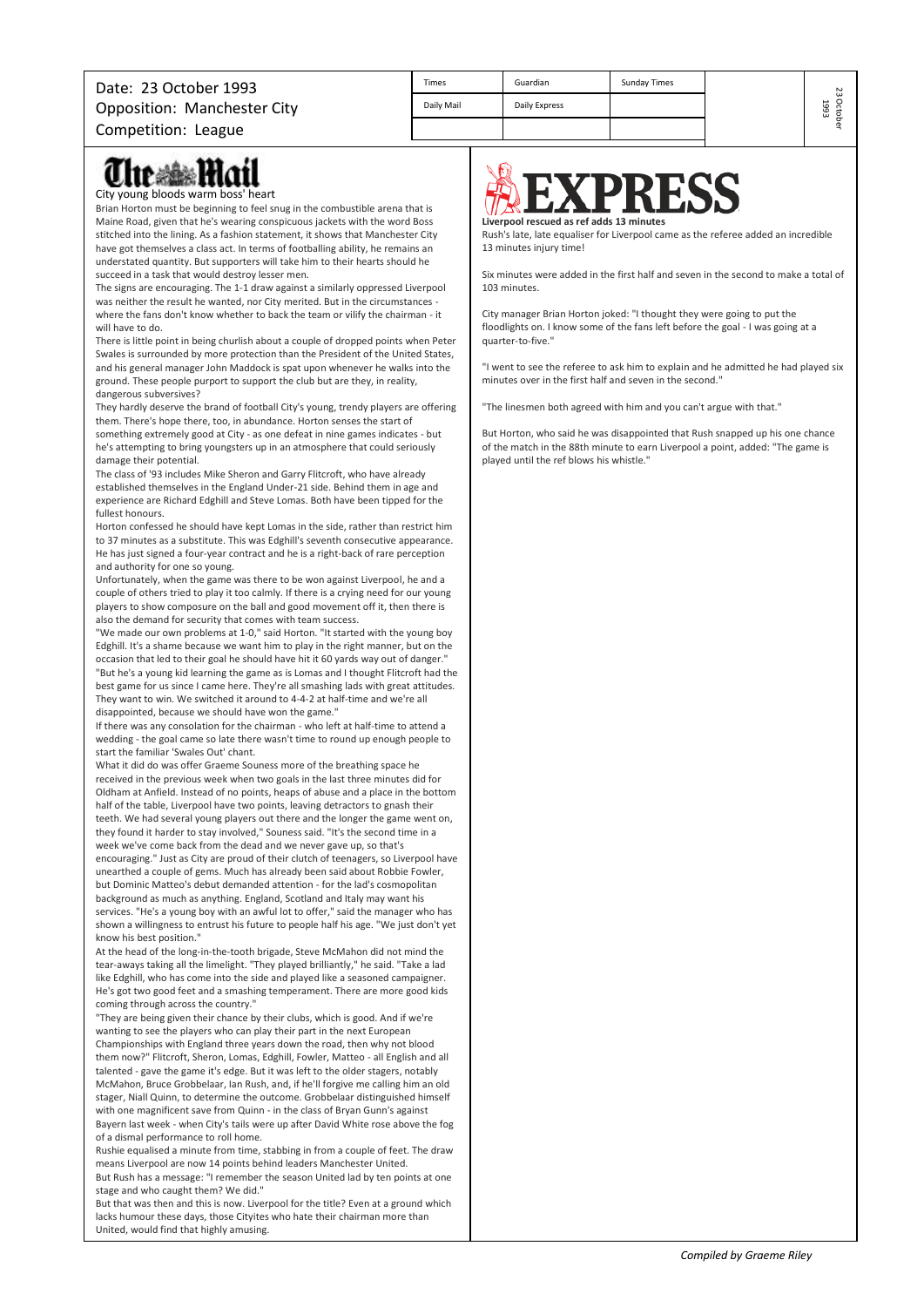Date: 23 October 1993
Opposition: Manchester City
Competition: League

| Times | Guardian | Sunday Times |
|---|---|---|
| Daily Mail | Daily Express | |

## The Mail

**City young bloods warm boss' heart**

Brian Horton must be beginning to feel snug in the combustible arena that is Maine Road, given that he's wearing conspicuous jackets with the word Boss stitched into the lining. As a fashion statement, it shows that Manchester City have got themselves a class act. In terms of footballing ability, he remains an understated quantity. But supporters will take him to their hearts should he succeed in a task that would destroy lesser men.

The signs are encouraging. The 1-1 draw against a similarly oppressed Liverpool was neither the result he wanted, nor City merited. But in the circumstances - where the fans don't know whether to back the team or vilify the chairman - it will have to do.

There is little point in being churlish about a couple of dropped points when Peter Swales is surrounded by more protection than the President of the United States, and his general manager John Maddock is spat upon whenever he walks into the ground. These people purport to support the club but are they, in reality, dangerous subversives?

They hardly deserve the brand of football City's young, trendy players are offering them. There's hope there, too, in abundance. Horton senses the start of something extremely good at City - as one defeat in nine games indicates - but he's attempting to bring youngsters up in an atmosphere that could seriously damage their potential.

The class of '93 includes Mike Sheron and Garry Flitcroft, who have already established themselves in the England Under-21 side. Behind them in age and experience are Richard Edghill and Steve Lomas. Both have been tipped for the fullest honours.

Horton confessed he should have kept Lomas in the side, rather than restrict him to 37 minutes as a substitute. This was Edghill's seventh consecutive appearance. He has just signed a four-year contract and he is a right-back of rare perception and authority for one so young.

Unfortunately, when the game was there to be won against Liverpool, he and a couple of others tried to play it too calmly. If there is a crying need for our young players to show composure on the ball and good movement off it, then there is also the demand for security that comes with team success.

"We made our own problems at 1-0," said Horton. "It started with the young boy Edghill. It's a shame because we want him to play in the right manner, but on the occasion that led to their goal he should have hit it 60 yards way out of danger."

"But he's a young kid learning the game as is Lomas and I thought Flitcroft had the best game for us since I came here. They're all smashing lads with great attitudes. They want to win. We switched it around to 4-4-2 at half-time and we're all disappointed, because we should have won the game."

If there was any consolation for the chairman - who left at half-time to attend a wedding - the goal came so late there wasn't time to round up enough people to start the familiar 'Swales Out' chant.

What it did do was offer Graeme Souness more of the breathing space he received in the previous week when two goals in the last three minutes did for Oldham at Anfield. Instead of no points, heaps of abuse and a place in the bottom half of the table, Liverpool have two points, leaving detractors to gnash their teeth. We had several young players out there and the longer the game went on, they found it harder to stay involved," Souness said. "It's the second time in a week we've come back from the dead and we never gave up, so that's encouraging." Just as City are proud of their clutch of teenagers, so Liverpool have unearthed a couple of gems. Much has already been said about Robbie Fowler, but Dominic Matteo's debut demanded attention - for the lad's cosmopolitan background as much as anything. England, Scotland and Italy may want his services. "He's a young boy with an awful lot to offer," said the manager who has shown a willingness to entrust his future to people half his age. "We just don't yet know his best position."

At the head of the long-in-the-tooth brigade, Steve McMahon did not mind the tear-aways taking all the limelight. "They played brilliantly," he said. "Take a lad like Edghill, who has come into the side and played like a seasoned campaigner. He's got two good feet and a smashing temperament. There are more good kids coming through across the country."

"They are being given their chance by their clubs, which is good. And if we're wanting to see the players who can play their part in the next European Championships with England three years down the road, then why not blood them now?" Flitcroft, Sheron, Lomas, Edghill, Fowler, Matteo - all English and all talented - gave the game it's edge. But it was left to the older stagers, notably McMahon, Bruce Grobbelaar, Ian Rush, and, if he'll forgive me calling him an old stager, Niall Quinn, to determine the outcome. Grobbelaar distinguished himself with one magnificent save from Quinn - in the class of Bryan Gunn's against Bayern last week - when City's tails were up after David White rose above the fog of a dismal performance to roll home.

Rushie equalised a minute from time, stabbing in from a couple of feet. The draw means Liverpool are now 14 points behind leaders Manchester United.

But Rush has a message: "I remember the season United lad by ten points at one stage and who caught them? We did."

But that was then and this is now. Liverpool for the title? Even at a ground which lacks humour these days, those Cityites who hate their chairman more than United, would find that highly amusing.

## Express

**Liverpool rescued as ref adds 13 minutes**

Rush's late, late equaliser for Liverpool came as the referee added an incredible 13 minutes injury time!

Six minutes were added in the first half and seven in the second to make a total of 103 minutes.

City manager Brian Horton joked: "I thought they were going to put the floodlights on. I know some of the fans left before the goal - I was going at a quarter-to-five."

"I went to see the referee to ask him to explain and he admitted he had played six minutes over in the first half and seven in the second."

"The linesmen both agreed with him and you can't argue with that."

But Horton, who said he was disappointed that Rush snapped up his one chance of the match in the 88th minute to earn Liverpool a point, added: "The game is played until the ref blows his whistle."

*Compiled by Graeme Riley*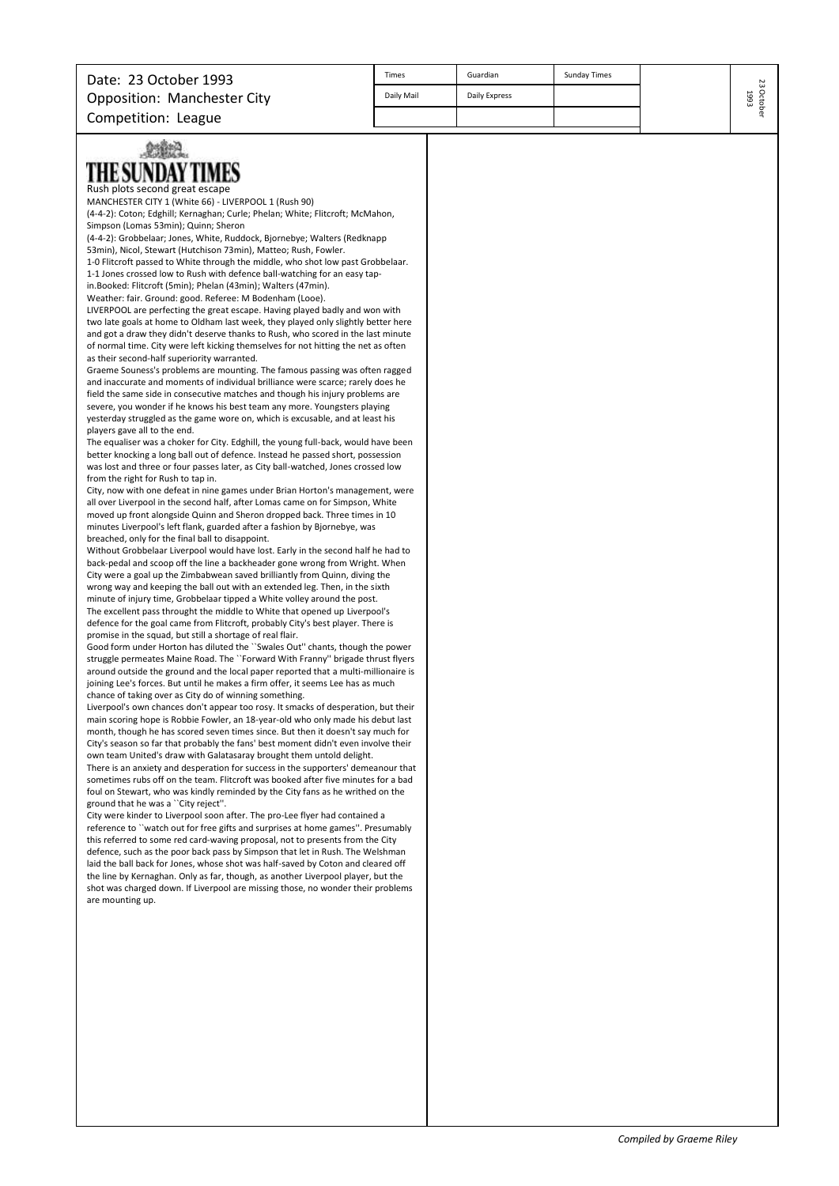Date: 23 October 1993
Opposition: Manchester City
Competition: League

| Times | Guardian | Sunday Times |
|---|---|---|
| Daily Mail | Daily Express | |

THE SUNDAY TIMES

## Rush plots second great escape

MANCHESTER CITY 1 (White 66) - LIVERPOOL 1 (Rush 90)

(4-4-2): Coton; Edghill; Kernaghan; Curle; Phelan; White; Flitcroft; McMahon, Simpson (Lomas 53min); Quinn; Sheron

(4-4-2): Grobbelaar; Jones, White, Ruddock, Bjornebye; Walters (Redknapp 53min), Nicol, Stewart (Hutchison 73min), Matteo; Rush, Fowler.

1-0 Flitcroft passed to White through the middle, who shot low past Grobbelaar.
1-1 Jones crossed low to Rush with defence ball-watching for an easy tap-in.Booked: Flitcroft (5min); Phelan (43min); Walters (47min).
Weather: fair. Ground: good. Referee: M Bodenham (Looe).

LIVERPOOL are perfecting the great escape. Having played badly and won with two late goals at home to Oldham last week, they played only slightly better here and got a draw they didn't deserve thanks to Rush, who scored in the last minute of normal time. City were left kicking themselves for not hitting the net as often as their second-half superiority warranted.

Graeme Souness's problems are mounting. The famous passing was often ragged and inaccurate and moments of individual brilliance were scarce; rarely does he field the same side in consecutive matches and though his injury problems are severe, you wonder if he knows his best team any more. Youngsters playing yesterday struggled as the game wore on, which is excusable, and at least his players gave all to the end.

The equaliser was a choker for City. Edghill, the young full-back, would have been better knocking a long ball out of defence. Instead he passed short, possession was lost and three or four passes later, as City ball-watched, Jones crossed low from the right for Rush to tap in.

City, now with one defeat in nine games under Brian Horton's management, were all over Liverpool in the second half, after Lomas came on for Simpson, White moved up front alongside Quinn and Sheron dropped back. Three times in 10 minutes Liverpool's left flank, guarded after a fashion by Bjornebye, was breached, only for the final ball to disappoint.

Without Grobbelaar Liverpool would have lost. Early in the second half he had to back-pedal and scoop off the line a backheader gone wrong from Wright. When City were a goal up the Zimbabwean saved brilliantly from Quinn, diving the wrong way and keeping the ball out with an extended leg. Then, in the sixth minute of injury time, Grobbelaar tipped a White volley around the post.

The excellent pass throught the middle to White that opened up Liverpool's defence for the goal came from Flitcroft, probably City's best player. There is promise in the squad, but still a shortage of real flair.

Good form under Horton has diluted the ``Swales Out'' chants, though the power struggle permeates Maine Road. The ``Forward With Franny'' brigade thrust flyers around outside the ground and the local paper reported that a multi-millionaire is joining Lee's forces. But until he makes a firm offer, it seems Lee has as much chance of taking over as City do of winning something.

Liverpool's own chances don't appear too rosy. It smacks of desperation, but their main scoring hope is Robbie Fowler, an 18-year-old who only made his debut last month, though he has scored seven times since. But then it doesn't say much for City's season so far that probably the fans' best moment didn't even involve their own team United's draw with Galatasaray brought them untold delight.

There is an anxiety and desperation for success in the supporters' demeanour that sometimes rubs off on the team. Flitcroft was booked after five minutes for a bad foul on Stewart, who was kindly reminded by the City fans as he writhed on the ground that he was a ``City reject''.

City were kinder to Liverpool soon after. The pro-Lee flyer had contained a reference to ``watch out for free gifts and surprises at home games''. Presumably this referred to some red card-waving proposal, not to presents from the City defence, such as the poor back pass by Simpson that let in Rush. The Welshman laid the ball back for Jones, whose shot was half-saved by Coton and cleared off the line by Kernaghan. Only as far, though, as another Liverpool player, but the shot was charged down. If Liverpool are missing those, no wonder their problems are mounting up.

*Compiled by Graeme Riley*